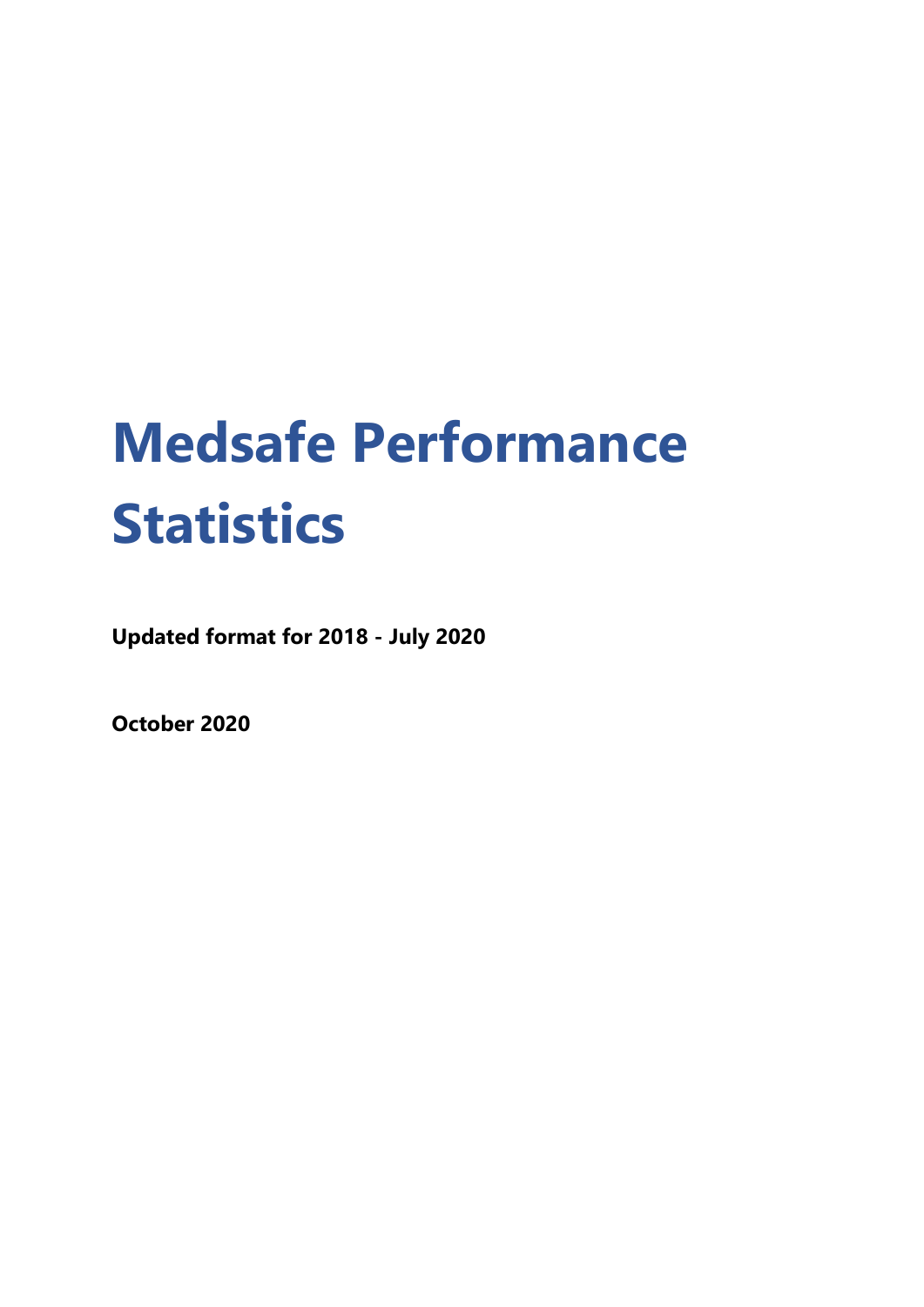# Medsafe Performance Statistics

**Updated format for 2018 - July 2020**

**October 2020**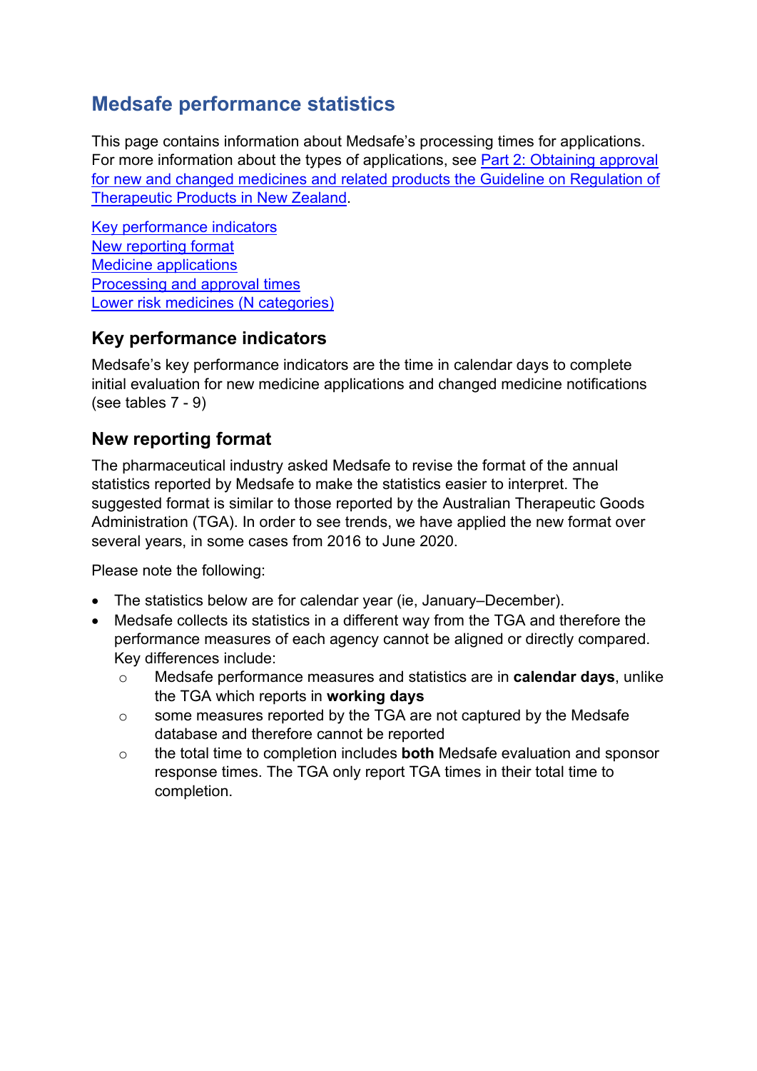# Medsafe performance statistics

This page contains information about Medsafe's processing times for applications. For more information about the types of applications, see [Part 2: Obtaining approval for new and changed medicines and related products the Guideline on Regulation of Therapeutic Products in New Zealand](#).

[Key performance indicators](#)
[New reporting format](#)
[Medicine applications](#)
[Processing and approval times](#)
[Lower risk medicines (N categories)](#)

## Key performance indicators

Medsafe's key performance indicators are the time in calendar days to complete initial evaluation for new medicine applications and changed medicine notifications (see tables 7 - 9)

## New reporting format

The pharmaceutical industry asked Medsafe to revise the format of the annual statistics reported by Medsafe to make the statistics easier to interpret. The suggested format is similar to those reported by the Australian Therapeutic Goods Administration (TGA). In order to see trends, we have applied the new format over several years, in some cases from 2016 to June 2020.

Please note the following:

- The statistics below are for calendar year (ie, January–December).
- Medsafe collects its statistics in a different way from the TGA and therefore the performance measures of each agency cannot be aligned or directly compared. Key differences include:
    - Medsafe performance measures and statistics are in **calendar days**, unlike the TGA which reports in **working days**
    - some measures reported by the TGA are not captured by the Medsafe database and therefore cannot be reported
    - the total time to completion includes **both** Medsafe evaluation and sponsor response times. The TGA only report TGA times in their total time to completion.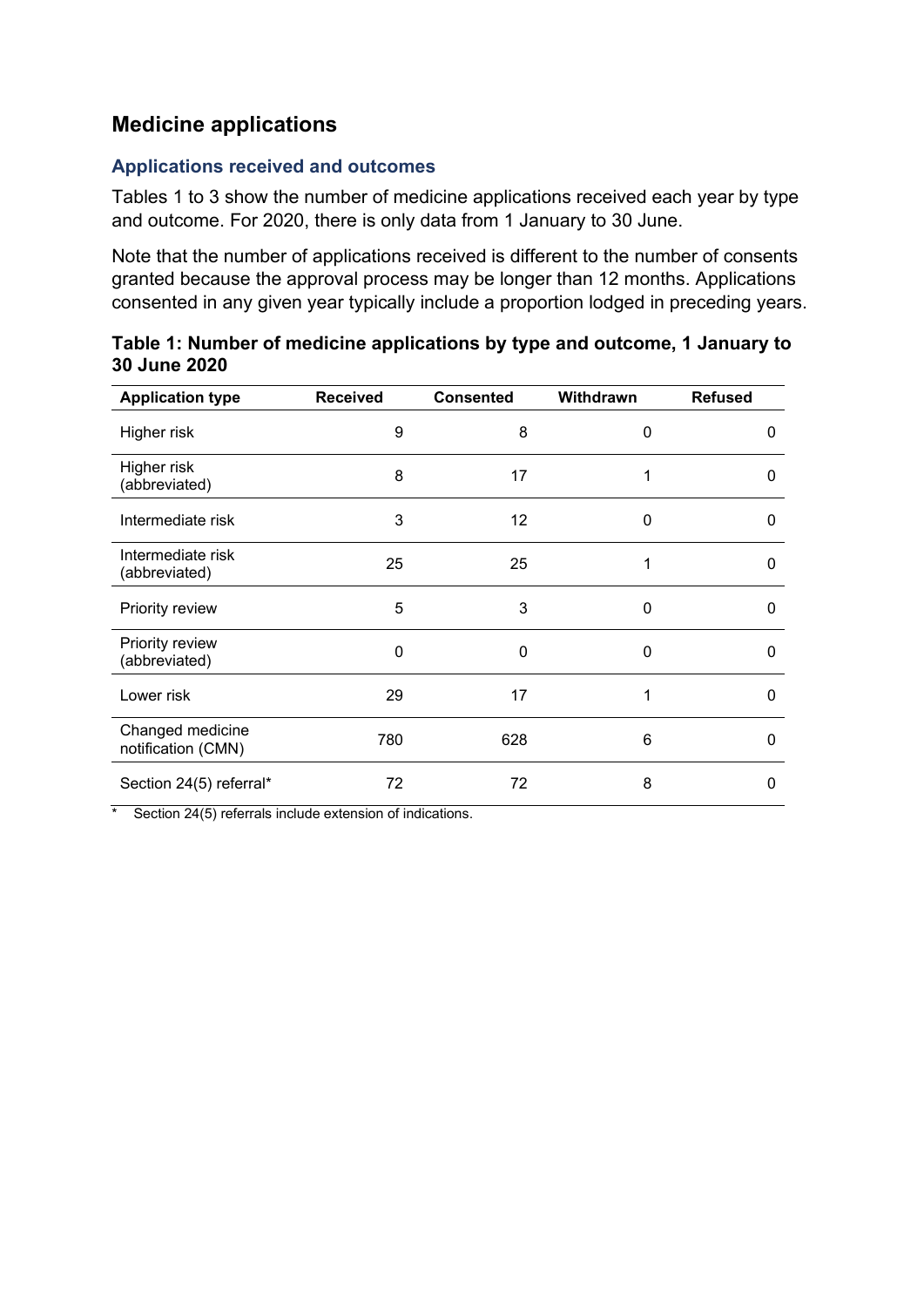## Medicine applications

### Applications received and outcomes

Tables 1 to 3 show the number of medicine applications received each year by type and outcome. For 2020, there is only data from 1 January to 30 June.

Note that the number of applications received is different to the number of consents granted because the approval process may be longer than 12 months. Applications consented in any given year typically include a proportion lodged in preceding years.

**Table 1: Number of medicine applications by type and outcome, 1 January to 30 June 2020**

| Application type | Received | Consented | Withdrawn | Refused |
|---|---|---|---|---|
| Higher risk | 9 | 8 | 0 | 0 |
| Higher risk (abbreviated) | 8 | 17 | 1 | 0 |
| Intermediate risk | 3 | 12 | 0 | 0 |
| Intermediate risk (abbreviated) | 25 | 25 | 1 | 0 |
| Priority review | 5 | 3 | 0 | 0 |
| Priority review (abbreviated) | 0 | 0 | 0 | 0 |
| Lower risk | 29 | 17 | 1 | 0 |
| Changed medicine notification (CMN) | 780 | 628 | 6 | 0 |
| Section 24(5) referral* | 72 | 72 | 8 | 0 |

\* Section 24(5) referrals include extension of indications.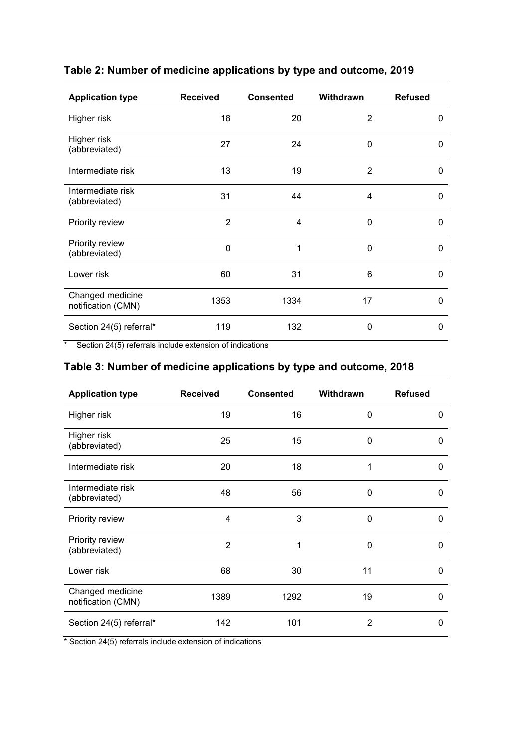**Table 2: Number of medicine applications by type and outcome, 2019**

| Application type | Received | Consented | Withdrawn | Refused |
|---|---|---|---|---|
| Higher risk | 18 | 20 | 2 | 0 |
| Higher risk (abbreviated) | 27 | 24 | 0 | 0 |
| Intermediate risk | 13 | 19 | 2 | 0 |
| Intermediate risk (abbreviated) | 31 | 44 | 4 | 0 |
| Priority review | 2 | 4 | 0 | 0 |
| Priority review (abbreviated) | 0 | 1 | 0 | 0 |
| Lower risk | 60 | 31 | 6 | 0 |
| Changed medicine notification (CMN) | 1353 | 1334 | 17 | 0 |
| Section 24(5) referral* | 119 | 132 | 0 | 0 |

\* Section 24(5) referrals include extension of indications

**Table 3: Number of medicine applications by type and outcome, 2018**

| Application type | Received | Consented | Withdrawn | Refused |
|---|---|---|---|---|
| Higher risk | 19 | 16 | 0 | 0 |
| Higher risk (abbreviated) | 25 | 15 | 0 | 0 |
| Intermediate risk | 20 | 18 | 1 | 0 |
| Intermediate risk (abbreviated) | 48 | 56 | 0 | 0 |
| Priority review | 4 | 3 | 0 | 0 |
| Priority review (abbreviated) | 2 | 1 | 0 | 0 |
| Lower risk | 68 | 30 | 11 | 0 |
| Changed medicine notification (CMN) | 1389 | 1292 | 19 | 0 |
| Section 24(5) referral* | 142 | 101 | 2 | 0 |

\* Section 24(5) referrals include extension of indications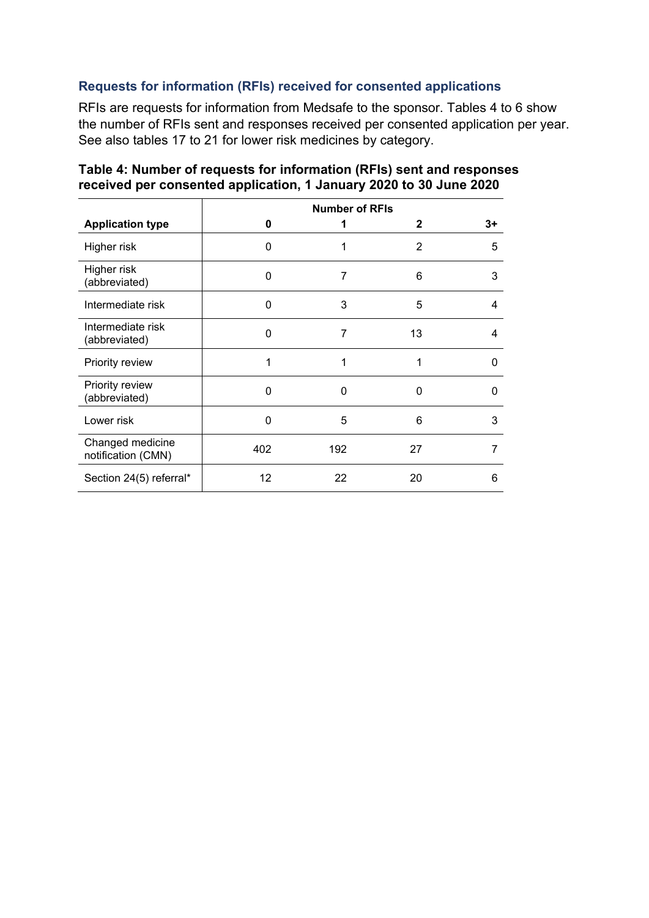### Requests for information (RFIs) received for consented applications

RFIs are requests for information from Medsafe to the sponsor. Tables 4 to 6 show the number of RFIs sent and responses received per consented application per year. See also tables 17 to 21 for lower risk medicines by category.

**Table 4: Number of requests for information (RFIs) sent and responses received per consented application, 1 January 2020 to 30 June 2020**

| | Number of RFIs | | | |
|---|---|---|---|---|
| **Application type** | **0** | **1** | **2** | **3+** |
| Higher risk | 0 | 1 | 2 | 5 |
| Higher risk (abbreviated) | 0 | 7 | 6 | 3 |
| Intermediate risk | 0 | 3 | 5 | 4 |
| Intermediate risk (abbreviated) | 0 | 7 | 13 | 4 |
| Priority review | 1 | 1 | 1 | 0 |
| Priority review (abbreviated) | 0 | 0 | 0 | 0 |
| Lower risk | 0 | 5 | 6 | 3 |
| Changed medicine notification (CMN) | 402 | 192 | 27 | 7 |
| Section 24(5) referral* | 12 | 22 | 20 | 6 |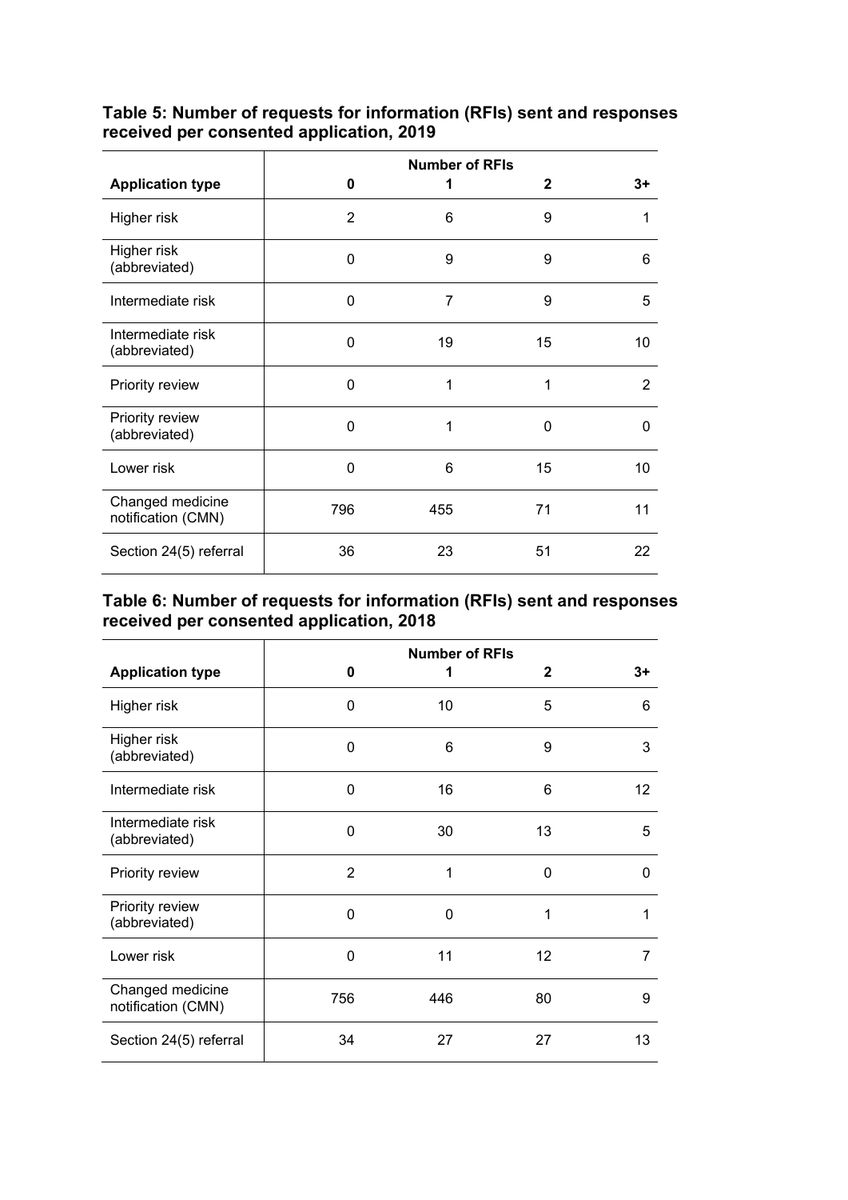**Table 5: Number of requests for information (RFIs) sent and responses received per consented application, 2019**

| | Number of RFIs | | | |
|---|---|---|---|---|
| **Application type** | **0** | **1** | **2** | **3+** |
| Higher risk | 2 | 6 | 9 | 1 |
| Higher risk (abbreviated) | 0 | 9 | 9 | 6 |
| Intermediate risk | 0 | 7 | 9 | 5 |
| Intermediate risk (abbreviated) | 0 | 19 | 15 | 10 |
| Priority review | 0 | 1 | 1 | 2 |
| Priority review (abbreviated) | 0 | 1 | 0 | 0 |
| Lower risk | 0 | 6 | 15 | 10 |
| Changed medicine notification (CMN) | 796 | 455 | 71 | 11 |
| Section 24(5) referral | 36 | 23 | 51 | 22 |

**Table 6: Number of requests for information (RFIs) sent and responses received per consented application, 2018**

| | Number of RFIs | | | |
|---|---|---|---|---|
| **Application type** | **0** | **1** | **2** | **3+** |
| Higher risk | 0 | 10 | 5 | 6 |
| Higher risk (abbreviated) | 0 | 6 | 9 | 3 |
| Intermediate risk | 0 | 16 | 6 | 12 |
| Intermediate risk (abbreviated) | 0 | 30 | 13 | 5 |
| Priority review | 2 | 1 | 0 | 0 |
| Priority review (abbreviated) | 0 | 0 | 1 | 1 |
| Lower risk | 0 | 11 | 12 | 7 |
| Changed medicine notification (CMN) | 756 | 446 | 80 | 9 |
| Section 24(5) referral | 34 | 27 | 27 | 13 |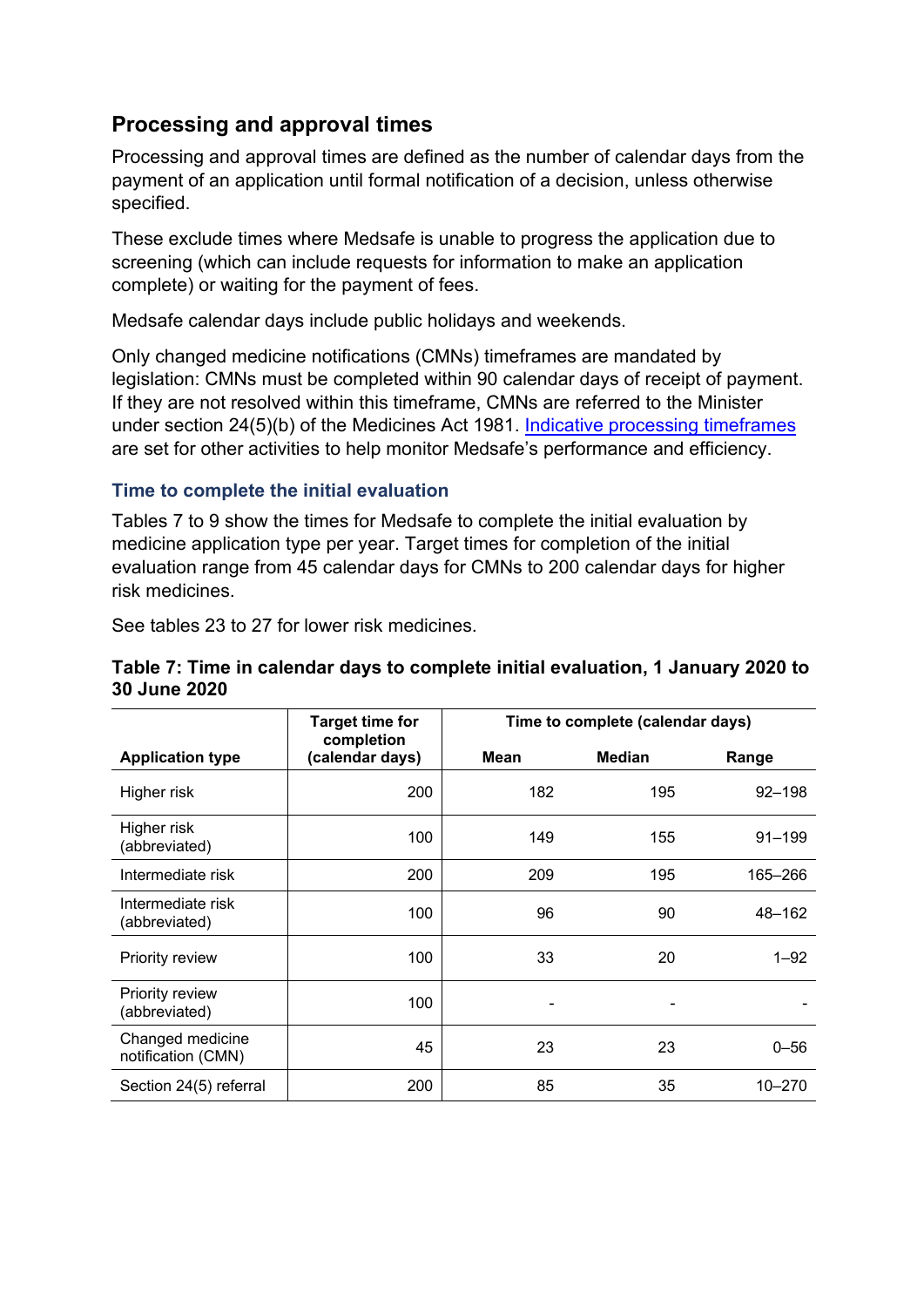## Processing and approval times

Processing and approval times are defined as the number of calendar days from the payment of an application until formal notification of a decision, unless otherwise specified.

These exclude times where Medsafe is unable to progress the application due to screening (which can include requests for information to make an application complete) or waiting for the payment of fees.

Medsafe calendar days include public holidays and weekends.

Only changed medicine notifications (CMNs) timeframes are mandated by legislation: CMNs must be completed within 90 calendar days of receipt of payment. If they are not resolved within this timeframe, CMNs are referred to the Minister under section 24(5)(b) of the Medicines Act 1981. [Indicative processing timeframes] are set for other activities to help monitor Medsafe's performance and efficiency.

### Time to complete the initial evaluation

Tables 7 to 9 show the times for Medsafe to complete the initial evaluation by medicine application type per year. Target times for completion of the initial evaluation range from 45 calendar days for CMNs to 200 calendar days for higher risk medicines.

See tables 23 to 27 for lower risk medicines.

**Table 7: Time in calendar days to complete initial evaluation, 1 January 2020 to 30 June 2020**

| Application type | Target time for completion (calendar days) | Time to complete (calendar days) | | |
|---|---|---|---|---|
| | | Mean | Median | Range |
| Higher risk | 200 | 182 | 195 | 92–198 |
| Higher risk (abbreviated) | 100 | 149 | 155 | 91–199 |
| Intermediate risk | 200 | 209 | 195 | 165–266 |
| Intermediate risk (abbreviated) | 100 | 96 | 90 | 48–162 |
| Priority review | 100 | 33 | 20 | 1–92 |
| Priority review (abbreviated) | 100 | - | - | - |
| Changed medicine notification (CMN) | 45 | 23 | 23 | 0–56 |
| Section 24(5) referral | 200 | 85 | 35 | 10–270 |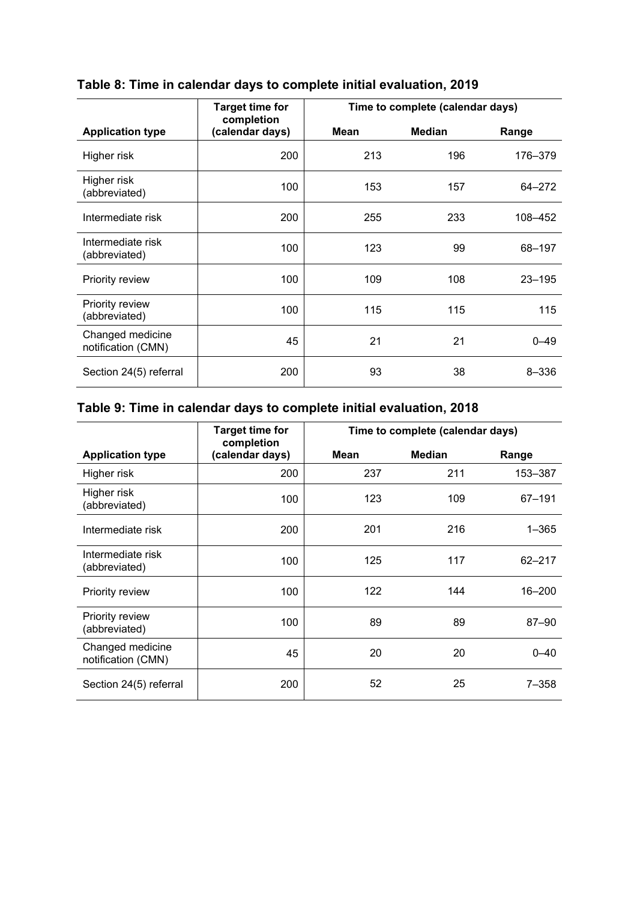**Table 8: Time in calendar days to complete initial evaluation, 2019**

| Application type | Target time for completion (calendar days) | Time to complete (calendar days) | | |
|---|---|---|---|---|
| | | Mean | Median | Range |
| Higher risk | 200 | 213 | 196 | 176–379 |
| Higher risk (abbreviated) | 100 | 153 | 157 | 64–272 |
| Intermediate risk | 200 | 255 | 233 | 108–452 |
| Intermediate risk (abbreviated) | 100 | 123 | 99 | 68–197 |
| Priority review | 100 | 109 | 108 | 23–195 |
| Priority review (abbreviated) | 100 | 115 | 115 | 115 |
| Changed medicine notification (CMN) | 45 | 21 | 21 | 0–49 |
| Section 24(5) referral | 200 | 93 | 38 | 8–336 |

**Table 9: Time in calendar days to complete initial evaluation, 2018**

| Application type | Target time for completion (calendar days) | Time to complete (calendar days) | | |
|---|---|---|---|---|
| | | Mean | Median | Range |
| Higher risk | 200 | 237 | 211 | 153–387 |
| Higher risk (abbreviated) | 100 | 123 | 109 | 67–191 |
| Intermediate risk | 200 | 201 | 216 | 1–365 |
| Intermediate risk (abbreviated) | 100 | 125 | 117 | 62–217 |
| Priority review | 100 | 122 | 144 | 16–200 |
| Priority review (abbreviated) | 100 | 89 | 89 | 87–90 |
| Changed medicine notification (CMN) | 45 | 20 | 20 | 0–40 |
| Section 24(5) referral | 200 | 52 | 25 | 7–358 |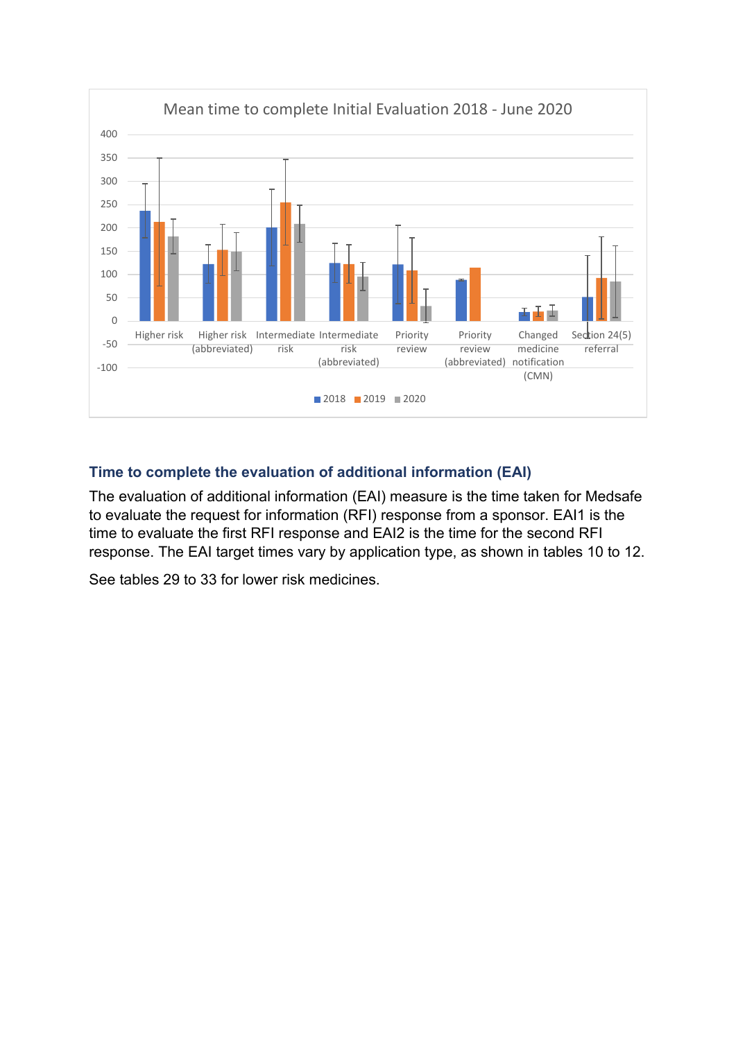Mean time to complete Initial Evaluation 2018 - June 2020

## Time to complete the evaluation of additional information (EAI)

The evaluation of additional information (EAI) measure is the time taken for Medsafe to evaluate the request for information (RFI) response from a sponsor. EAI1 is the time to evaluate the first RFI response and EAI2 is the time for the second RFI response. The EAI target times vary by application type, as shown in tables 10 to 12.

See tables 29 to 33 for lower risk medicines.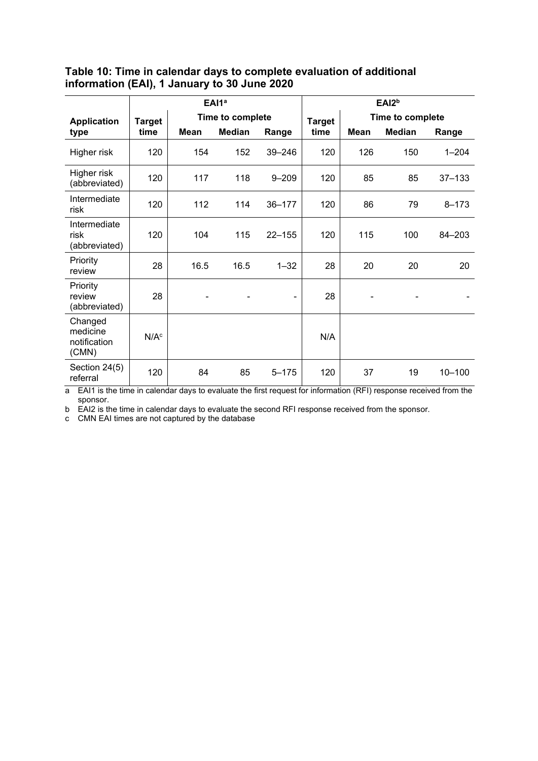**Table 10: Time in calendar days to complete evaluation of additional information (EAI), 1 January to 30 June 2020**

| Application type | EAI1[a] | | | | EAI2[b] | | | |
|---|---|---|---|---|---|---|---|---|
| | Target time | Time to complete | | | Target time | Time to complete | | |
| | | Mean | Median | Range | | Mean | Median | Range |
| Higher risk | 120 | 154 | 152 | 39–246 | 120 | 126 | 150 | 1–204 |
| Higher risk (abbreviated) | 120 | 117 | 118 | 9–209 | 120 | 85 | 85 | 37–133 |
| Intermediate risk | 120 | 112 | 114 | 36–177 | 120 | 86 | 79 | 8–173 |
| Intermediate risk (abbreviated) | 120 | 104 | 115 | 22–155 | 120 | 115 | 100 | 84–203 |
| Priority review | 28 | 16.5 | 16.5 | 1–32 | 28 | 20 | 20 | 20 |
| Priority review (abbreviated) | 28 | - | - | - | 28 | - | - | - |
| Changed medicine notification (CMN) | N/A[c] | | | | N/A | | | |
| Section 24(5) referral | 120 | 84 | 85 | 5–175 | 120 | 37 | 19 | 10–100 |

a EAI1 is the time in calendar days to evaluate the first request for information (RFI) response received from the sponsor.

b EAI2 is the time in calendar days to evaluate the second RFI response received from the sponsor.

c CMN EAI times are not captured by the database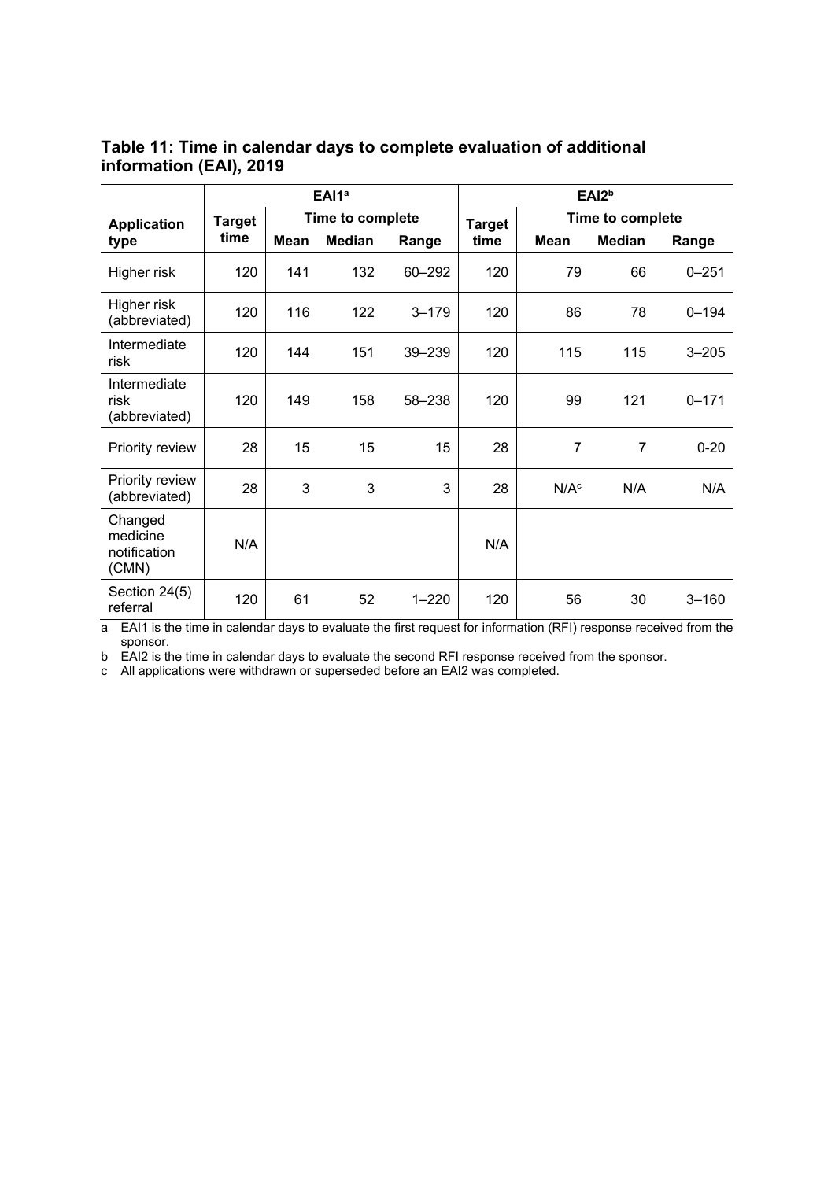**Table 11: Time in calendar days to complete evaluation of additional information (EAI), 2019**

| Application type | EAI1[a] | | | | EAI2[b] | | | |
|---|---|---|---|---|---|---|---|---|
| | Target time | Time to complete | | | Target time | Time to complete | | |
| | | Mean | Median | Range | | Mean | Median | Range |
| Higher risk | 120 | 141 | 132 | 60–292 | 120 | 79 | 66 | 0–251 |
| Higher risk (abbreviated) | 120 | 116 | 122 | 3–179 | 120 | 86 | 78 | 0–194 |
| Intermediate risk | 120 | 144 | 151 | 39–239 | 120 | 115 | 115 | 3–205 |
| Intermediate risk (abbreviated) | 120 | 149 | 158 | 58–238 | 120 | 99 | 121 | 0–171 |
| Priority review | 28 | 15 | 15 | 15 | 28 | 7 | 7 | 0-20 |
| Priority review (abbreviated) | 28 | 3 | 3 | 3 | 28 | N/A[c] | N/A | N/A |
| Changed medicine notification (CMN) | N/A | | | | N/A | | | |
| Section 24(5) referral | 120 | 61 | 52 | 1–220 | 120 | 56 | 30 | 3–160 |

a EAI1 is the time in calendar days to evaluate the first request for information (RFI) response received from the sponsor.

b EAI2 is the time in calendar days to evaluate the second RFI response received from the sponsor.

c All applications were withdrawn or superseded before an EAI2 was completed.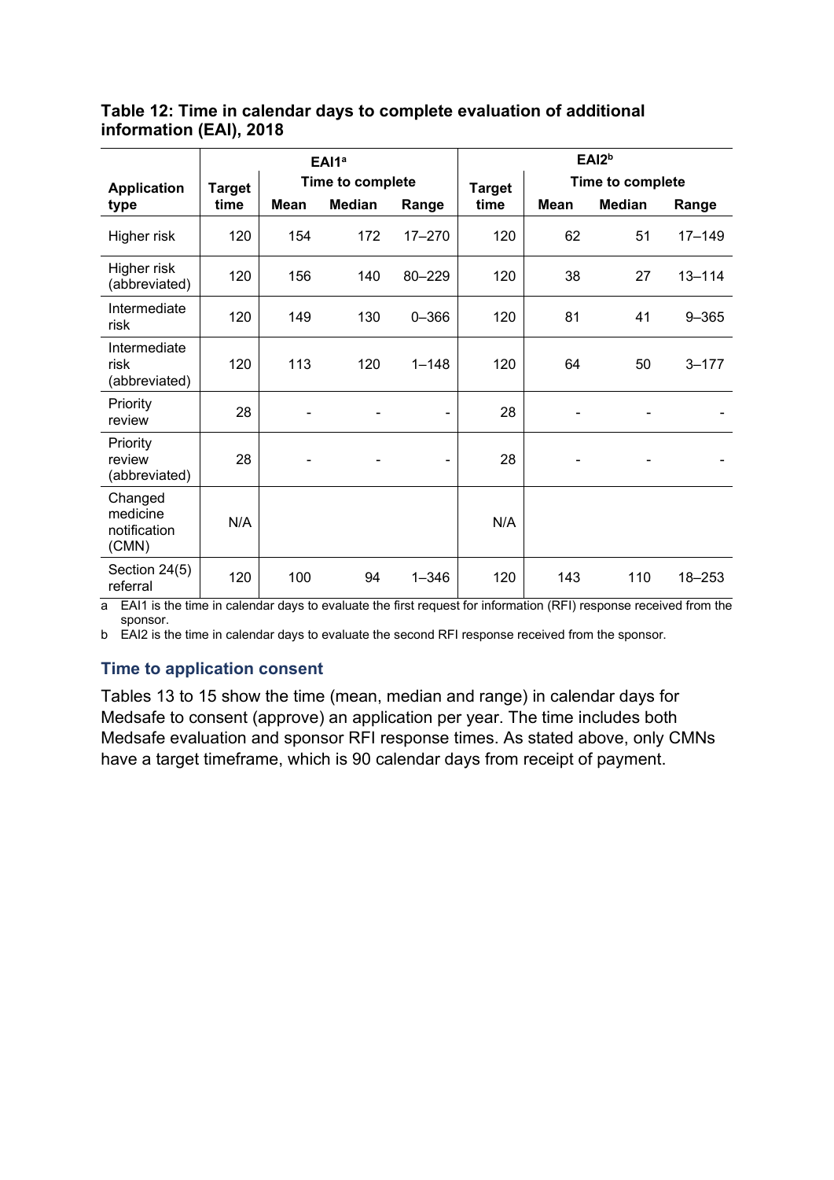**Table 12: Time in calendar days to complete evaluation of additional information (EAI), 2018**

| Application type | EAI1[a] | | | | EAI2[b] | | | |
|---|---|---|---|---|---|---|---|---|
| | Target time | Time to complete | | | Target time | Time to complete | | |
| | | Mean | Median | Range | | Mean | Median | Range |
| Higher risk | 120 | 154 | 172 | 17–270 | 120 | 62 | 51 | 17–149 |
| Higher risk (abbreviated) | 120 | 156 | 140 | 80–229 | 120 | 38 | 27 | 13–114 |
| Intermediate risk | 120 | 149 | 130 | 0–366 | 120 | 81 | 41 | 9–365 |
| Intermediate risk (abbreviated) | 120 | 113 | 120 | 1–148 | 120 | 64 | 50 | 3–177 |
| Priority review | 28 | - | - | - | 28 | - | - | - |
| Priority review (abbreviated) | 28 | - | - | - | 28 | - | - | - |
| Changed medicine notification (CMN) | N/A | | | | N/A | | | |
| Section 24(5) referral | 120 | 100 | 94 | 1–346 | 120 | 143 | 110 | 18–253 |

a EAI1 is the time in calendar days to evaluate the first request for information (RFI) response received from the sponsor.

b EAI2 is the time in calendar days to evaluate the second RFI response received from the sponsor.

### Time to application consent

Tables 13 to 15 show the time (mean, median and range) in calendar days for Medsafe to consent (approve) an application per year. The time includes both Medsafe evaluation and sponsor RFI response times. As stated above, only CMNs have a target timeframe, which is 90 calendar days from receipt of payment.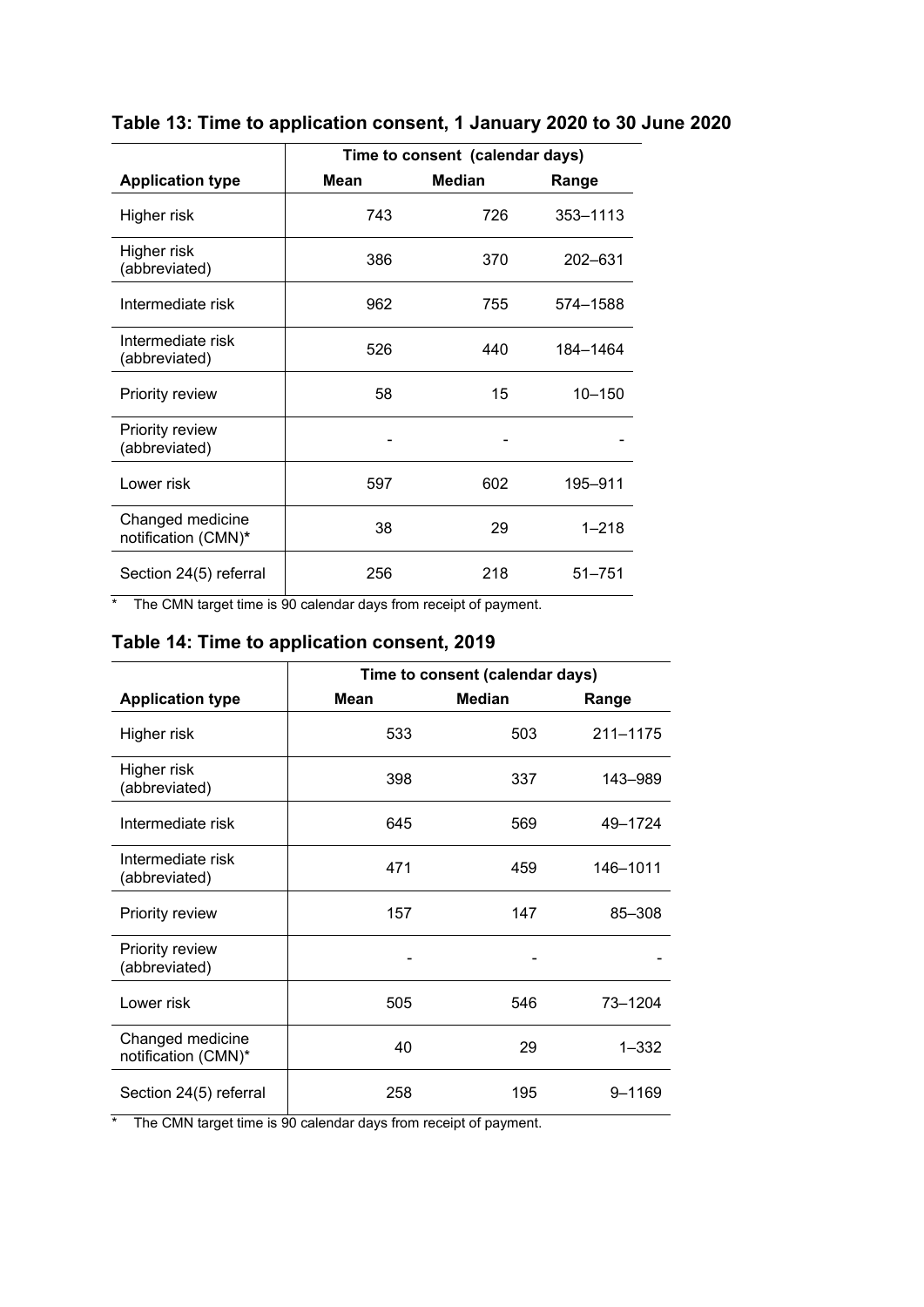## Table 13: Time to application consent, 1 January 2020 to 30 June 2020

| Application type | Time to consent (calendar days) | | |
|---|---|---|---|
| | Mean | Median | Range |
| Higher risk | 743 | 726 | 353–1113 |
| Higher risk (abbreviated) | 386 | 370 | 202–631 |
| Intermediate risk | 962 | 755 | 574–1588 |
| Intermediate risk (abbreviated) | 526 | 440 | 184–1464 |
| Priority review | 58 | 15 | 10–150 |
| Priority review (abbreviated) | - | - | - |
| Lower risk | 597 | 602 | 195–911 |
| Changed medicine notification (CMN)* | 38 | 29 | 1–218 |
| Section 24(5) referral | 256 | 218 | 51–751 |

\* The CMN target time is 90 calendar days from receipt of payment.

## Table 14: Time to application consent, 2019

| Application type | Time to consent (calendar days) | | |
|---|---|---|---|
| | Mean | Median | Range |
| Higher risk | 533 | 503 | 211–1175 |
| Higher risk (abbreviated) | 398 | 337 | 143–989 |
| Intermediate risk | 645 | 569 | 49–1724 |
| Intermediate risk (abbreviated) | 471 | 459 | 146–1011 |
| Priority review | 157 | 147 | 85–308 |
| Priority review (abbreviated) | - | - | - |
| Lower risk | 505 | 546 | 73–1204 |
| Changed medicine notification (CMN)* | 40 | 29 | 1–332 |
| Section 24(5) referral | 258 | 195 | 9–1169 |

\* The CMN target time is 90 calendar days from receipt of payment.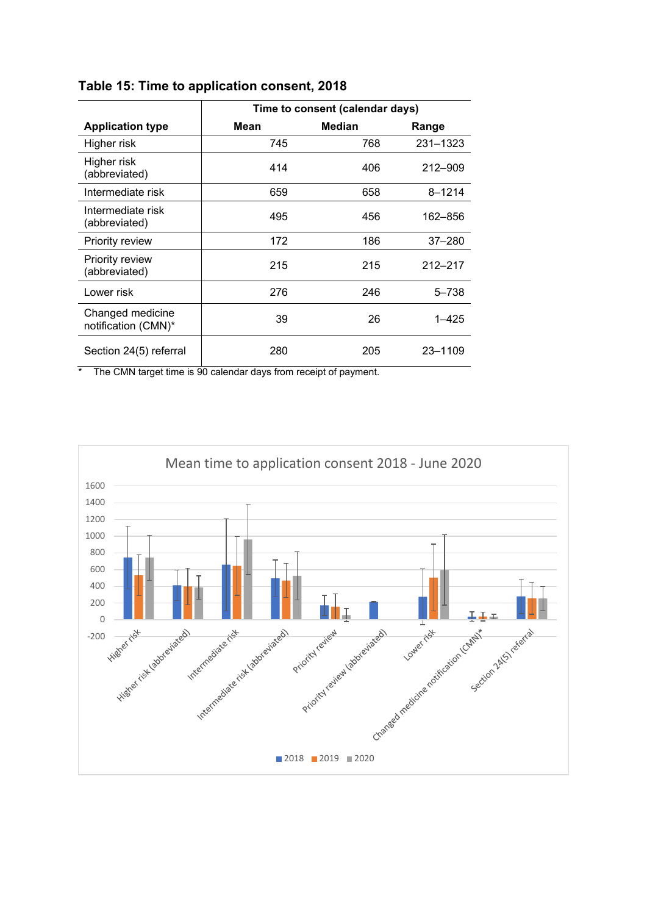**Table 15: Time to application consent, 2018**

| Application type | Time to consent (calendar days) | | |
|---|---|---|---|
| | Mean | Median | Range |
| Higher risk | 745 | 768 | 231–1323 |
| Higher risk (abbreviated) | 414 | 406 | 212–909 |
| Intermediate risk | 659 | 658 | 8–1214 |
| Intermediate risk (abbreviated) | 495 | 456 | 162–856 |
| Priority review | 172 | 186 | 37–280 |
| Priority review (abbreviated) | 215 | 215 | 212–217 |
| Lower risk | 276 | 246 | 5–738 |
| Changed medicine notification (CMN)* | 39 | 26 | 1–425 |
| Section 24(5) referral | 280 | 205 | 23–1109 |

\* The CMN target time is 90 calendar days from receipt of payment.

Mean time to application consent 2018 - June 2020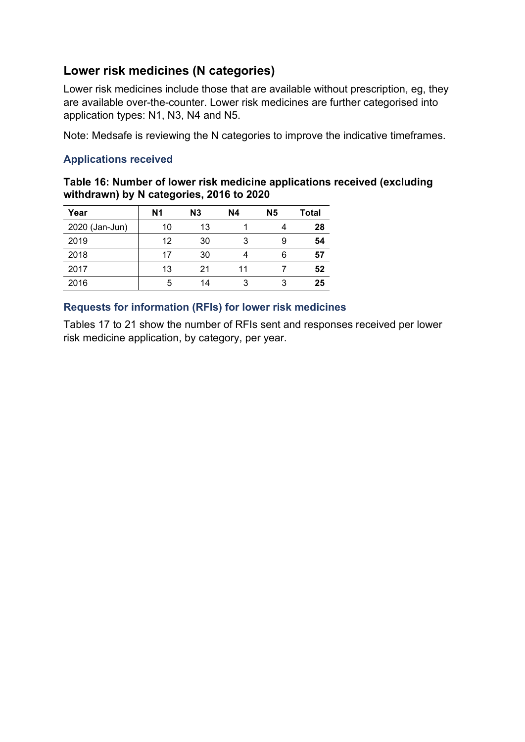## Lower risk medicines (N categories)

Lower risk medicines include those that are available without prescription, eg, they are available over-the-counter. Lower risk medicines are further categorised into application types: N1, N3, N4 and N5.

Note: Medsafe is reviewing the N categories to improve the indicative timeframes.

### Applications received

**Table 16: Number of lower risk medicine applications received (excluding withdrawn) by N categories, 2016 to 2020**

| Year | N1 | N3 | N4 | N5 | Total |
|---|---|---|---|---|---|
| 2020 (Jan-Jun) | 10 | 13 | 1 | 4 | **28** |
| 2019 | 12 | 30 | 3 | 9 | **54** |
| 2018 | 17 | 30 | 4 | 6 | **57** |
| 2017 | 13 | 21 | 11 | 7 | **52** |
| 2016 | 5 | 14 | 3 | 3 | **25** |

### Requests for information (RFIs) for lower risk medicines

Tables 17 to 21 show the number of RFIs sent and responses received per lower risk medicine application, by category, per year.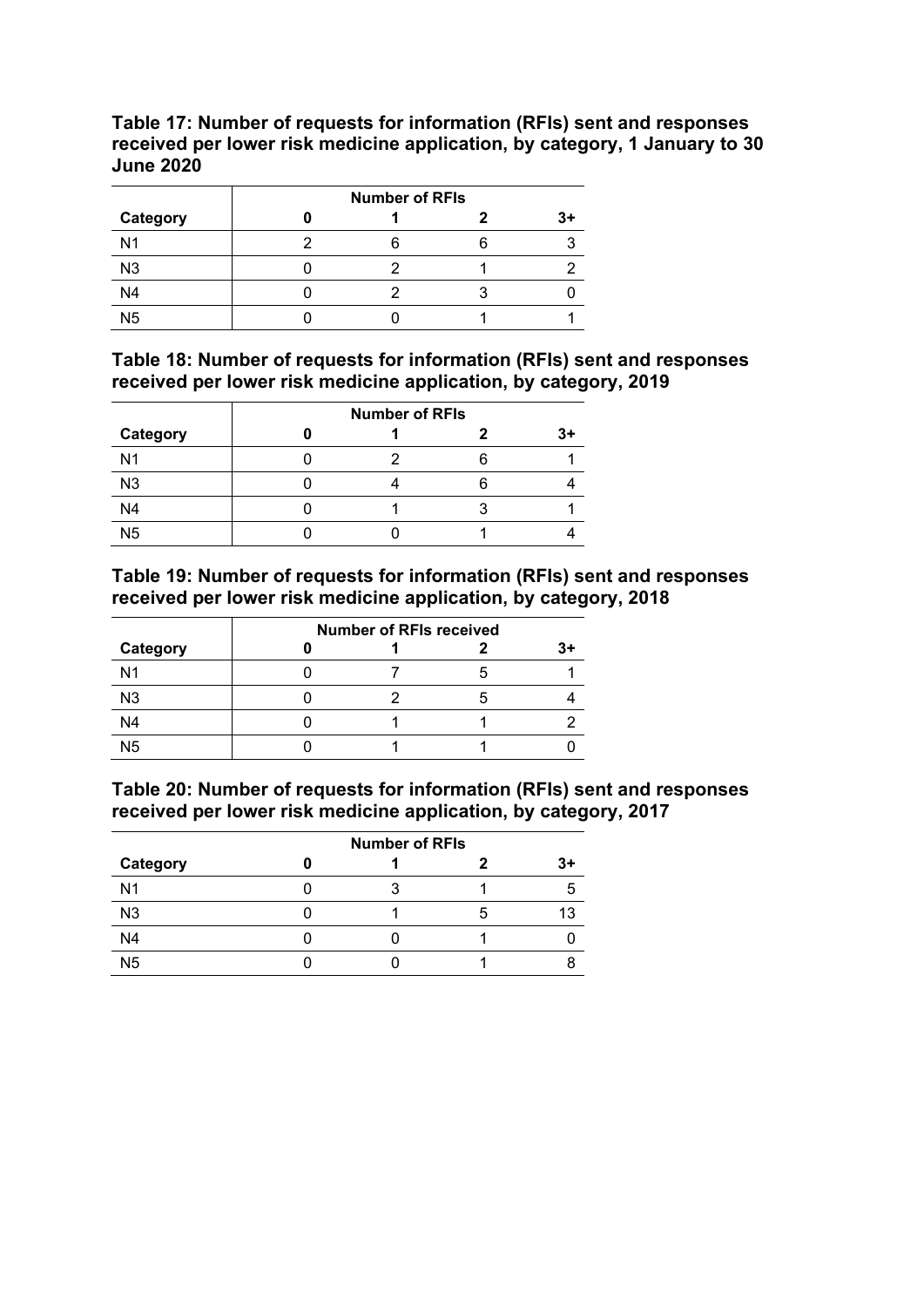**Table 17: Number of requests for information (RFIs) sent and responses received per lower risk medicine application, by category, 1 January to 30 June 2020**

| | Number of RFIs | | | |
|---|---|---|---|---|
| **Category** | **0** | **1** | **2** | **3+** |
| N1 | 2 | 6 | 6 | 3 |
| N3 | 0 | 2 | 1 | 2 |
| N4 | 0 | 2 | 3 | 0 |
| N5 | 0 | 0 | 1 | 1 |

**Table 18: Number of requests for information (RFIs) sent and responses received per lower risk medicine application, by category, 2019**

| | Number of RFIs | | | |
|---|---|---|---|---|
| **Category** | **0** | **1** | **2** | **3+** |
| N1 | 0 | 2 | 6 | 1 |
| N3 | 0 | 4 | 6 | 4 |
| N4 | 0 | 1 | 3 | 1 |
| N5 | 0 | 0 | 1 | 4 |

**Table 19: Number of requests for information (RFIs) sent and responses received per lower risk medicine application, by category, 2018**

| | Number of RFIs received | | | |
|---|---|---|---|---|
| **Category** | **0** | **1** | **2** | **3+** |
| N1 | 0 | 7 | 5 | 1 |
| N3 | 0 | 2 | 5 | 4 |
| N4 | 0 | 1 | 1 | 2 |
| N5 | 0 | 1 | 1 | 0 |

**Table 20: Number of requests for information (RFIs) sent and responses received per lower risk medicine application, by category, 2017**

| | Number of RFIs | | | |
|---|---|---|---|---|
| **Category** | **0** | **1** | **2** | **3+** |
| N1 | 0 | 3 | 1 | 5 |
| N3 | 0 | 1 | 5 | 13 |
| N4 | 0 | 0 | 1 | 0 |
| N5 | 0 | 0 | 1 | 8 |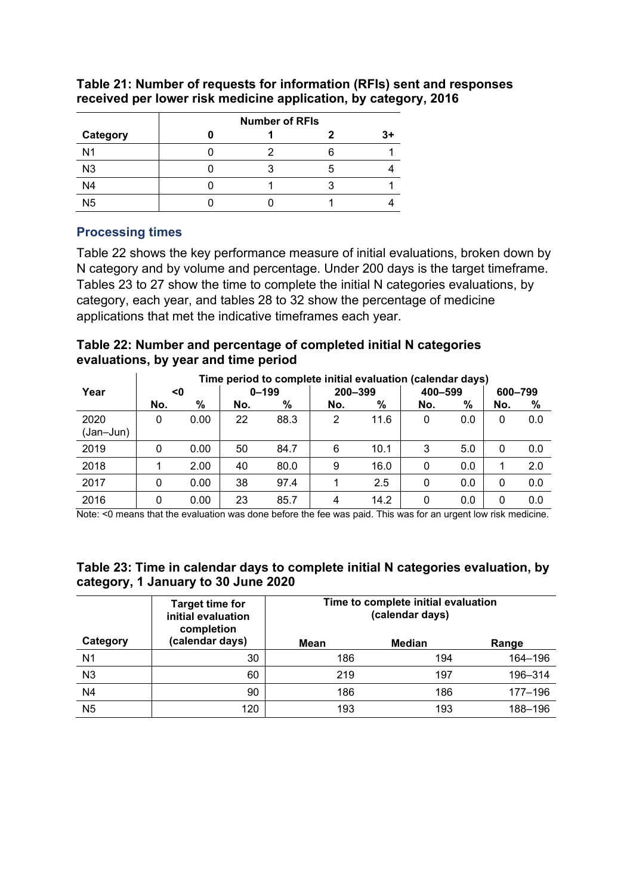**Table 21: Number of requests for information (RFIs) sent and responses received per lower risk medicine application, by category, 2016**

| Category | Number of RFIs | | | |
|---|---|---|---|---|
| | 0 | 1 | 2 | 3+ |
| N1 | 0 | 2 | 6 | 1 |
| N3 | 0 | 3 | 5 | 4 |
| N4 | 0 | 1 | 3 | 1 |
| N5 | 0 | 0 | 1 | 4 |

## Processing times

Table 22 shows the key performance measure of initial evaluations, broken down by N category and by volume and percentage. Under 200 days is the target timeframe. Tables 23 to 27 show the time to complete the initial N categories evaluations, by category, each year, and tables 28 to 32 show the percentage of medicine applications that met the indicative timeframes each year.

**Table 22: Number and percentage of completed initial N categories evaluations, by year and time period**

| Year | Time period to complete initial evaluation (calendar days) | | | | | | | | | |
|---|---|---|---|---|---|---|---|---|---|---|
| | <0 | | 0–199 | | 200–399 | | 400–599 | | 600–799 | |
| | No. | % | No. | % | No. | % | No. | % | No. | % |
| 2020 (Jan–Jun) | 0 | 0.00 | 22 | 88.3 | 2 | 11.6 | 0 | 0.0 | 0 | 0.0 |
| 2019 | 0 | 0.00 | 50 | 84.7 | 6 | 10.1 | 3 | 5.0 | 0 | 0.0 |
| 2018 | 1 | 2.00 | 40 | 80.0 | 9 | 16.0 | 0 | 0.0 | 1 | 2.0 |
| 2017 | 0 | 0.00 | 38 | 97.4 | 1 | 2.5 | 0 | 0.0 | 0 | 0.0 |
| 2016 | 0 | 0.00 | 23 | 85.7 | 4 | 14.2 | 0 | 0.0 | 0 | 0.0 |

Note: <0 means that the evaluation was done before the fee was paid. This was for an urgent low risk medicine.

**Table 23: Time in calendar days to complete initial N categories evaluation, by category, 1 January to 30 June 2020**

| Category | Target time for initial evaluation completion (calendar days) | Time to complete initial evaluation (calendar days) | | |
|---|---|---|---|---|
| | | Mean | Median | Range |
| N1 | 30 | 186 | 194 | 164–196 |
| N3 | 60 | 219 | 197 | 196–314 |
| N4 | 90 | 186 | 186 | 177–196 |
| N5 | 120 | 193 | 193 | 188–196 |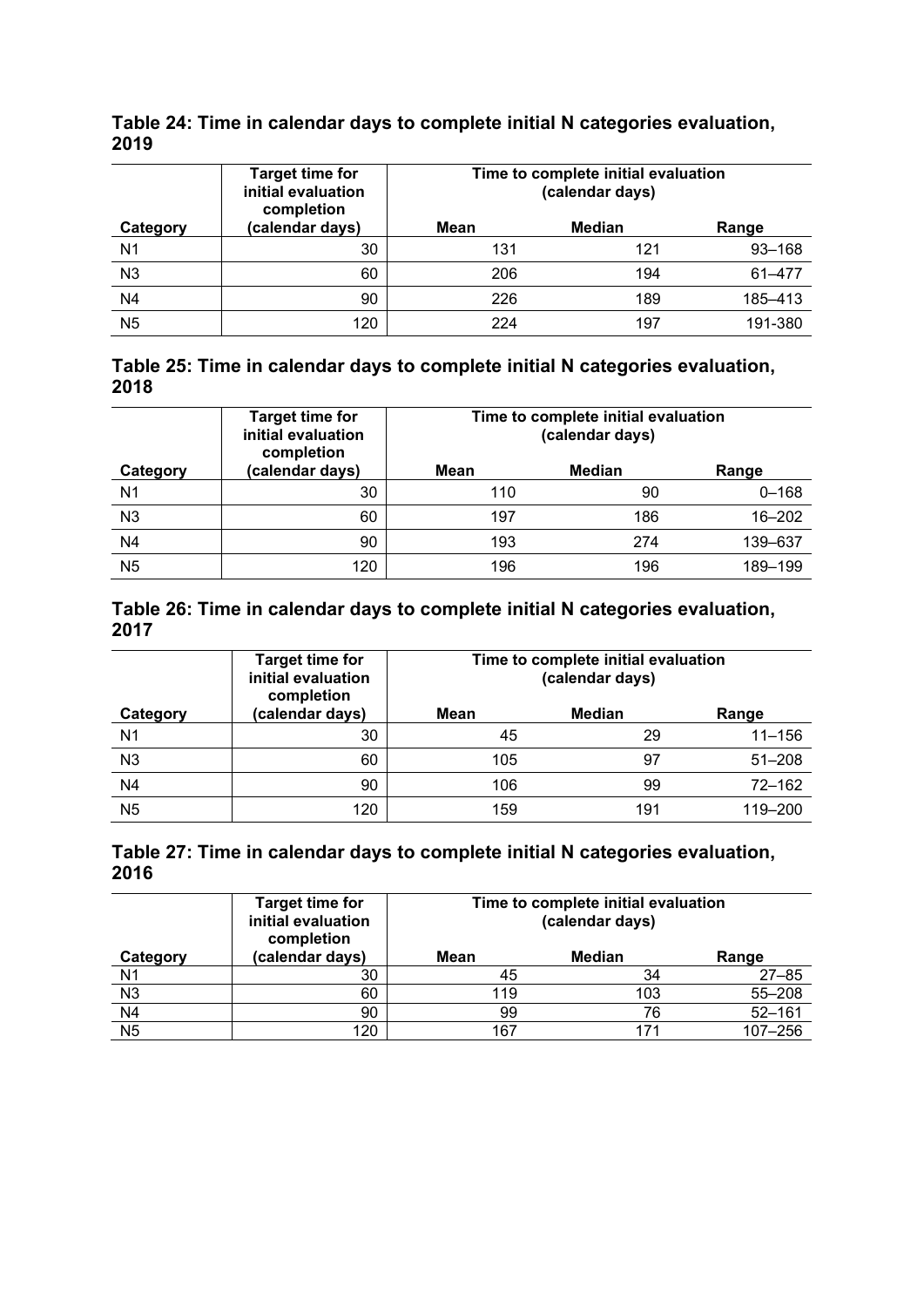**Table 24: Time in calendar days to complete initial N categories evaluation, 2019**

| Category | Target time for initial evaluation completion (calendar days) | Time to complete initial evaluation (calendar days) | | |
|---|---|---|---|---|
| | | Mean | Median | Range |
| N1 | 30 | 131 | 121 | 93–168 |
| N3 | 60 | 206 | 194 | 61–477 |
| N4 | 90 | 226 | 189 | 185–413 |
| N5 | 120 | 224 | 197 | 191-380 |

**Table 25: Time in calendar days to complete initial N categories evaluation, 2018**

| Category | Target time for initial evaluation completion (calendar days) | Time to complete initial evaluation (calendar days) | | |
|---|---|---|---|---|
| | | Mean | Median | Range |
| N1 | 30 | 110 | 90 | 0–168 |
| N3 | 60 | 197 | 186 | 16–202 |
| N4 | 90 | 193 | 274 | 139–637 |
| N5 | 120 | 196 | 196 | 189–199 |

**Table 26: Time in calendar days to complete initial N categories evaluation, 2017**

| Category | Target time for initial evaluation completion (calendar days) | Time to complete initial evaluation (calendar days) | | |
|---|---|---|---|---|
| | | Mean | Median | Range |
| N1 | 30 | 45 | 29 | 11–156 |
| N3 | 60 | 105 | 97 | 51–208 |
| N4 | 90 | 106 | 99 | 72–162 |
| N5 | 120 | 159 | 191 | 119–200 |

**Table 27: Time in calendar days to complete initial N categories evaluation, 2016**

| Category | Target time for initial evaluation completion (calendar days) | Time to complete initial evaluation (calendar days) | | |
|---|---|---|---|---|
| | | Mean | Median | Range |
| N1 | 30 | 45 | 34 | 27–85 |
| N3 | 60 | 119 | 103 | 55–208 |
| N4 | 90 | 99 | 76 | 52–161 |
| N5 | 120 | 167 | 171 | 107–256 |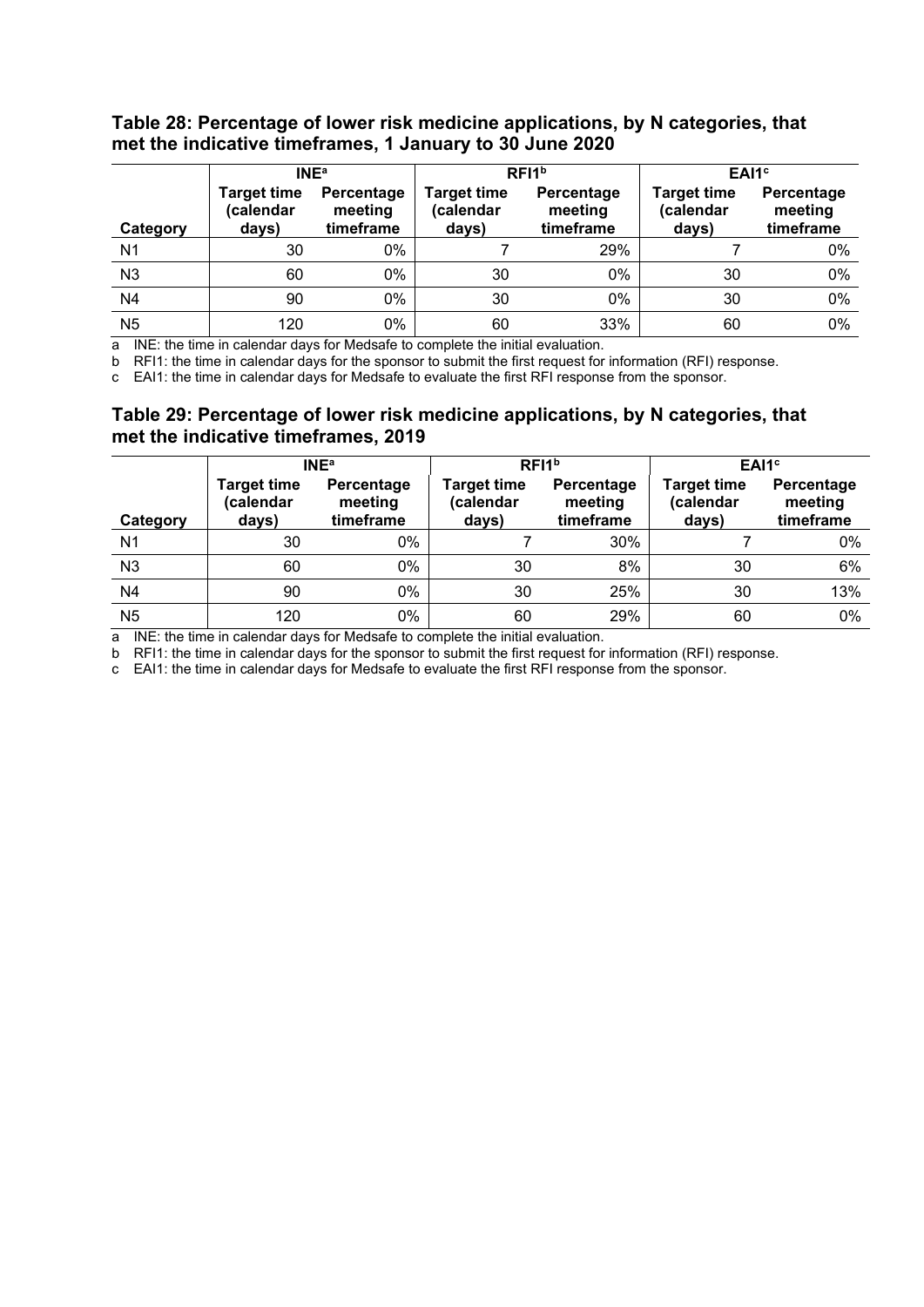### Table 28: Percentage of lower risk medicine applications, by N categories, that met the indicative timeframes, 1 January to 30 June 2020

| | INE[a] | | RFI1[b] | | EAI1[c] | |
|---|---|---|---|---|---|---|
| Category | Target time (calendar days) | Percentage meeting timeframe | Target time (calendar days) | Percentage meeting timeframe | Target time (calendar days) | Percentage meeting timeframe |
| N1 | 30 | 0% | 7 | 29% | 7 | 0% |
| N3 | 60 | 0% | 30 | 0% | 30 | 0% |
| N4 | 90 | 0% | 30 | 0% | 30 | 0% |
| N5 | 120 | 0% | 60 | 33% | 60 | 0% |

a INE: the time in calendar days for Medsafe to complete the initial evaluation.
b RFI1: the time in calendar days for the sponsor to submit the first request for information (RFI) response.
c EAI1: the time in calendar days for Medsafe to evaluate the first RFI response from the sponsor.

### Table 29: Percentage of lower risk medicine applications, by N categories, that met the indicative timeframes, 2019

| | INE[a] | | RFI1[b] | | EAI1[c] | |
|---|---|---|---|---|---|---|
| Category | Target time (calendar days) | Percentage meeting timeframe | Target time (calendar days) | Percentage meeting timeframe | Target time (calendar days) | Percentage meeting timeframe |
| N1 | 30 | 0% | 7 | 30% | 7 | 0% |
| N3 | 60 | 0% | 30 | 8% | 30 | 6% |
| N4 | 90 | 0% | 30 | 25% | 30 | 13% |
| N5 | 120 | 0% | 60 | 29% | 60 | 0% |

a INE: the time in calendar days for Medsafe to complete the initial evaluation.
b RFI1: the time in calendar days for the sponsor to submit the first request for information (RFI) response.
c EAI1: the time in calendar days for Medsafe to evaluate the first RFI response from the sponsor.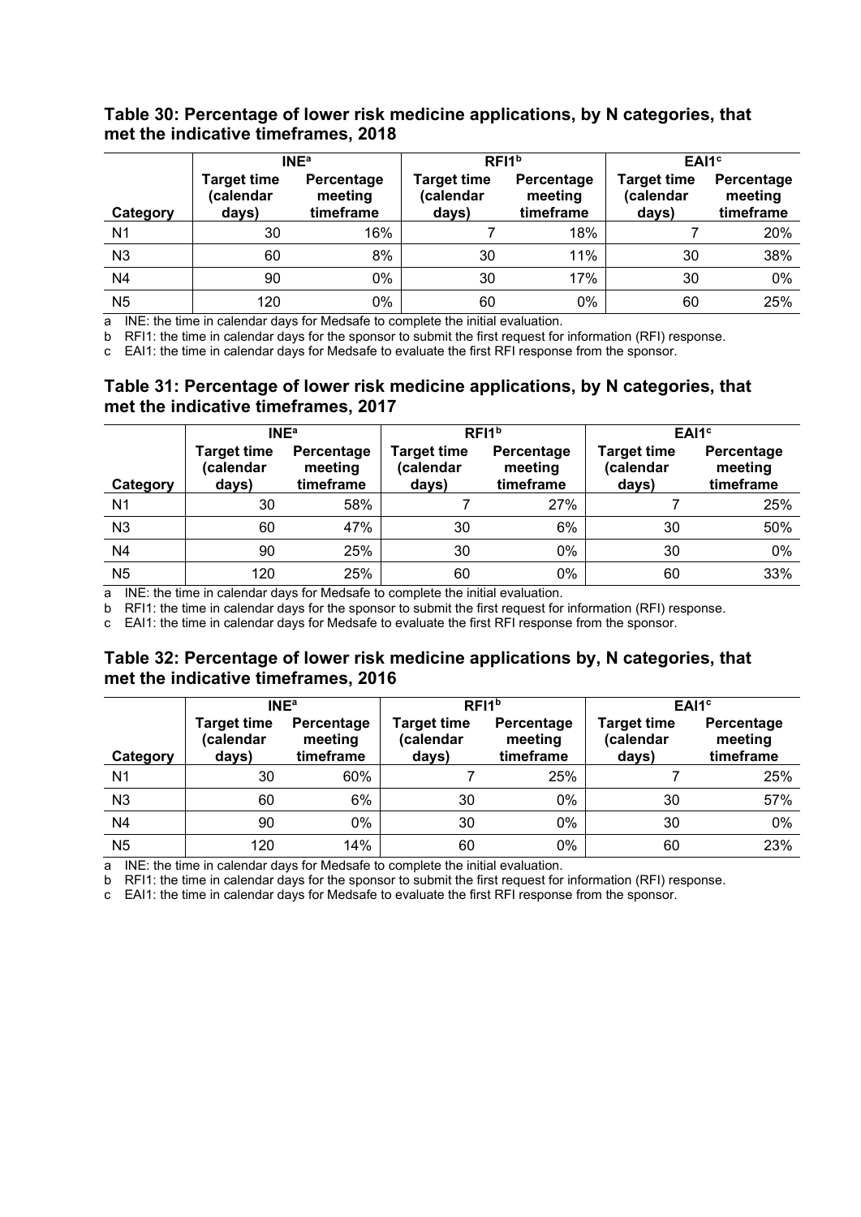### Table 30: Percentage of lower risk medicine applications, by N categories, that met the indicative timeframes, 2018

| | INE[a] | | RFI1[b] | | EAI1[c] | |
|---|---|---|---|---|---|---|
| Category | Target time (calendar days) | Percentage meeting timeframe | Target time (calendar days) | Percentage meeting timeframe | Target time (calendar days) | Percentage meeting timeframe |
| N1 | 30 | 16% | 7 | 18% | 7 | 20% |
| N3 | 60 | 8% | 30 | 11% | 30 | 38% |
| N4 | 90 | 0% | 30 | 17% | 30 | 0% |
| N5 | 120 | 0% | 60 | 0% | 60 | 25% |

a INE: the time in calendar days for Medsafe to complete the initial evaluation.

b RFI1: the time in calendar days for the sponsor to submit the first request for information (RFI) response.

c EAI1: the time in calendar days for Medsafe to evaluate the first RFI response from the sponsor.

### Table 31: Percentage of lower risk medicine applications, by N categories, that met the indicative timeframes, 2017

| | INE[a] | | RFI1[b] | | EAI1[c] | |
|---|---|---|---|---|---|---|
| Category | Target time (calendar days) | Percentage meeting timeframe | Target time (calendar days) | Percentage meeting timeframe | Target time (calendar days) | Percentage meeting timeframe |
| N1 | 30 | 58% | 7 | 27% | 7 | 25% |
| N3 | 60 | 47% | 30 | 6% | 30 | 50% |
| N4 | 90 | 25% | 30 | 0% | 30 | 0% |
| N5 | 120 | 25% | 60 | 0% | 60 | 33% |

a INE: the time in calendar days for Medsafe to complete the initial evaluation.

b RFI1: the time in calendar days for the sponsor to submit the first request for information (RFI) response.

c EAI1: the time in calendar days for Medsafe to evaluate the first RFI response from the sponsor.

### Table 32: Percentage of lower risk medicine applications by, N categories, that met the indicative timeframes, 2016

| | INE[a] | | RFI1[b] | | EAI1[c] | |
|---|---|---|---|---|---|---|
| Category | Target time (calendar days) | Percentage meeting timeframe | Target time (calendar days) | Percentage meeting timeframe | Target time (calendar days) | Percentage meeting timeframe |
| N1 | 30 | 60% | 7 | 25% | 7 | 25% |
| N3 | 60 | 6% | 30 | 0% | 30 | 57% |
| N4 | 90 | 0% | 30 | 0% | 30 | 0% |
| N5 | 120 | 14% | 60 | 0% | 60 | 23% |

a INE: the time in calendar days for Medsafe to complete the initial evaluation.

b RFI1: the time in calendar days for the sponsor to submit the first request for information (RFI) response.

c EAI1: the time in calendar days for Medsafe to evaluate the first RFI response from the sponsor.